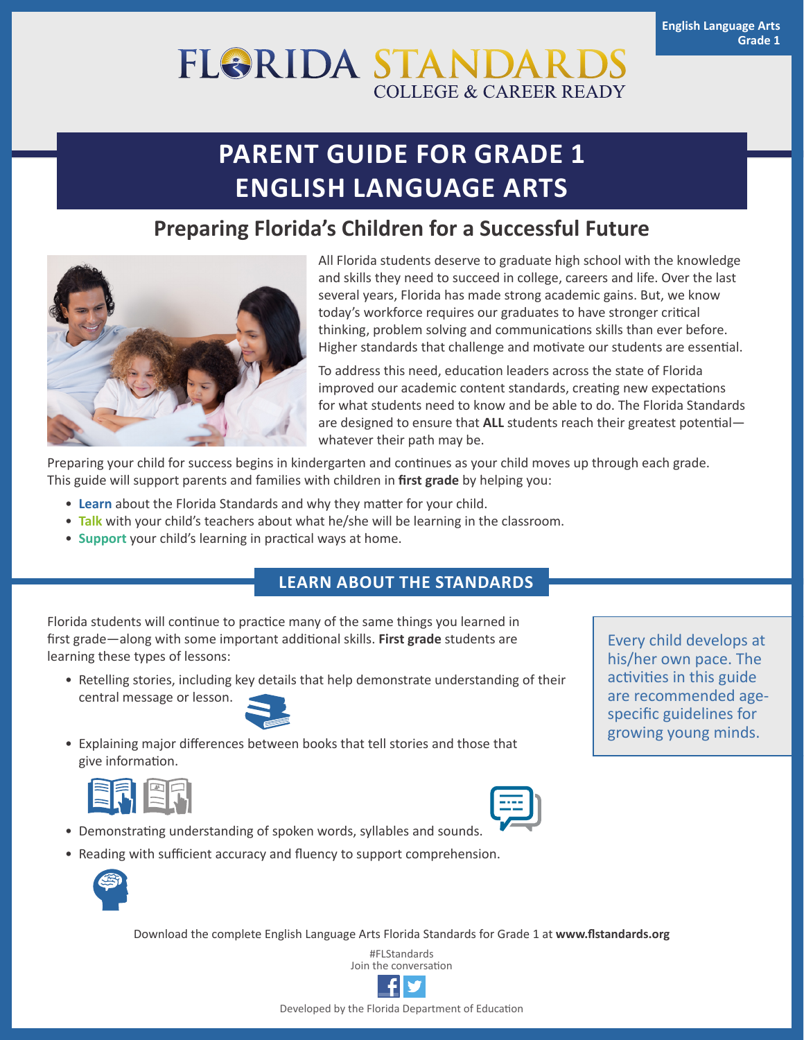English Language Arts
Grade 1

FLORIDA STANDARDS
COLLEGE & CAREER READY

# PARENT GUIDE FOR GRADE 1 ENGLISH LANGUAGE ARTS

## Preparing Florida's Children for a Successful Future

All Florida students deserve to graduate high school with the knowledge and skills they need to succeed in college, careers and life. Over the last several years, Florida has made strong academic gains. But, we know today's workforce requires our graduates to have stronger critical thinking, problem solving and communications skills than ever before. Higher standards that challenge and motivate our students are essential.

To address this need, education leaders across the state of Florida improved our academic content standards, creating new expectations for what students need to know and be able to do. The Florida Standards are designed to ensure that **ALL** students reach their greatest potential—whatever their path may be.

Preparing your child for success begins in kindergarten and continues as your child moves up through each grade. This guide will support parents and families with children in **first grade** by helping you:

- **Learn** about the Florida Standards and why they matter for your child.
- **Talk** with your child's teachers about what he/she will be learning in the classroom.
- **Support** your child's learning in practical ways at home.

## LEARN ABOUT THE STANDARDS

Florida students will continue to practice many of the same things you learned in first grade—along with some important additional skills. **First grade** students are learning these types of lessons:

- Retelling stories, including key details that help demonstrate understanding of their central message or lesson.
- Explaining major differences between books that tell stories and those that give information.
- Demonstrating understanding of spoken words, syllables and sounds.
- Reading with sufficient accuracy and fluency to support comprehension.

Every child develops at his/her own pace. The activities in this guide are recommended age-specific guidelines for growing young minds.

Download the complete English Language Arts Florida Standards for Grade 1 at **www.flstandards.org**

#FLStandards
Join the conversation

Developed by the Florida Department of Education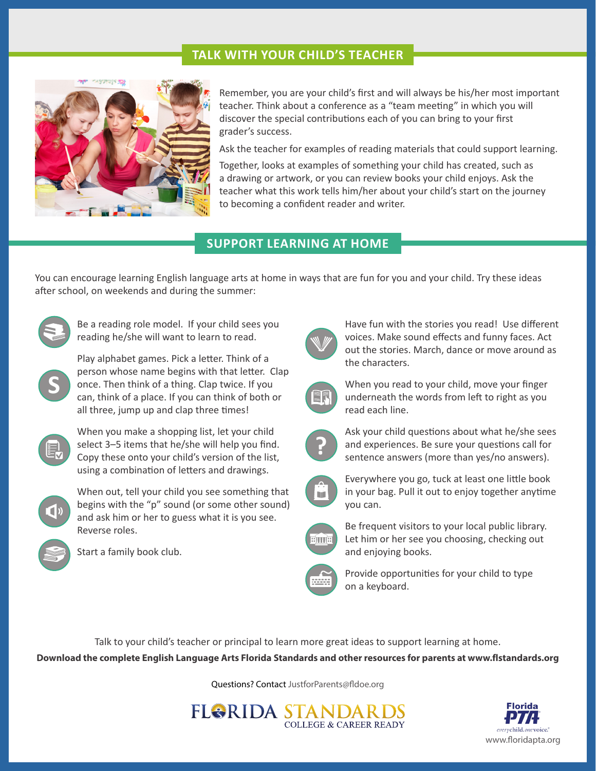## TALK WITH YOUR CHILD'S TEACHER

Remember, you are your child's first and will always be his/her most important teacher. Think about a conference as a "team meeting" in which you will discover the special contributions each of you can bring to your first grader's success.

Ask the teacher for examples of reading materials that could support learning.

Together, looks at examples of something your child has created, such as a drawing or artwork, or you can review books your child enjoys. Ask the teacher what this work tells him/her about your child's start on the journey to becoming a confident reader and writer.

## SUPPORT LEARNING AT HOME

You can encourage learning English language arts at home in ways that are fun for you and your child. Try these ideas after school, on weekends and during the summer:

- Be a reading role model. If your child sees you reading he/she will want to learn to read.
- Play alphabet games. Pick a letter. Think of a person whose name begins with that letter. Clap once. Then think of a thing. Clap twice. If you can, think of a place. If you can think of both or all three, jump up and clap three times!
- When you make a shopping list, let your child select 3–5 items that he/she will help you find. Copy these onto your child's version of the list, using a combination of letters and drawings.
- When out, tell your child you see something that begins with the "p" sound (or some other sound) and ask him or her to guess what it is you see. Reverse roles.
- Start a family book club.
- Have fun with the stories you read! Use different voices. Make sound effects and funny faces. Act out the stories. March, dance or move around as the characters.
- When you read to your child, move your finger underneath the words from left to right as you read each line.
- Ask your child questions about what he/she sees and experiences. Be sure your questions call for sentence answers (more than yes/no answers).
- Everywhere you go, tuck at least one little book in your bag. Pull it out to enjoy together anytime you can.
- Be frequent visitors to your local public library. Let him or her see you choosing, checking out and enjoying books.
- Provide opportunities for your child to type on a keyboard.

Talk to your child's teacher or principal to learn more great ideas to support learning at home.

**Download the complete English Language Arts Florida Standards and other resources for parents at www.flstandards.org**

Questions? Contact JustforParents@fldoe.org

FLORIDA STANDARDS COLLEGE & CAREER READY

Florida PTA everychild.onevoice.
www.floridapta.org